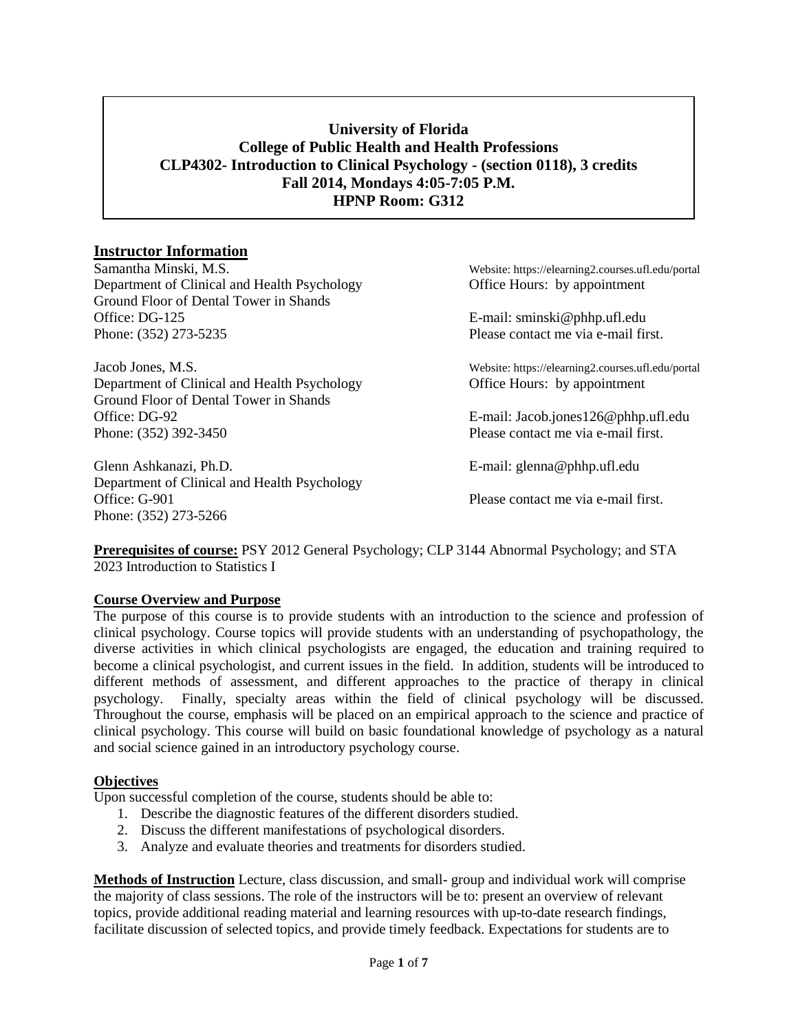**University of Florida**
**College of Public Health and Health Professions**
**CLP4302- Introduction to Clinical Psychology - (section 0118), 3 credits**
**Fall 2014, Mondays 4:05-7:05 P.M.**
**HPNP Room: G312**

## Instructor Information

Samantha Minski, M.S.
Department of Clinical and Health Psychology
Ground Floor of Dental Tower in Shands
Office: DG-125
Phone: (352) 273-5235

Website: https://elearning2.courses.ufl.edu/portal
Office Hours: by appointment
E-mail: sminski@phhp.ufl.edu
Please contact me via e-mail first.

Jacob Jones, M.S.
Department of Clinical and Health Psychology
Ground Floor of Dental Tower in Shands
Office: DG-92
Phone: (352) 392-3450

Website: https://elearning2.courses.ufl.edu/portal
Office Hours: by appointment
E-mail: Jacob.jones126@phhp.ufl.edu
Please contact me via e-mail first.

Glenn Ashkanazi, Ph.D.
Department of Clinical and Health Psychology
Office: G-901
Phone: (352) 273-5266

E-mail: glenna@phhp.ufl.edu
Please contact me via e-mail first.

**Prerequisites of course:** PSY 2012 General Psychology; CLP 3144 Abnormal Psychology; and STA 2023 Introduction to Statistics I

**Course Overview and Purpose**

The purpose of this course is to provide students with an introduction to the science and profession of clinical psychology. Course topics will provide students with an understanding of psychopathology, the diverse activities in which clinical psychologists are engaged, the education and training required to become a clinical psychologist, and current issues in the field. In addition, students will be introduced to different methods of assessment, and different approaches to the practice of therapy in clinical psychology. Finally, specialty areas within the field of clinical psychology will be discussed. Throughout the course, emphasis will be placed on an empirical approach to the science and practice of clinical psychology. This course will build on basic foundational knowledge of psychology as a natural and social science gained in an introductory psychology course.

**Objectives**

Upon successful completion of the course, students should be able to:

1. Describe the diagnostic features of the different disorders studied.
2. Discuss the different manifestations of psychological disorders.
3. Analyze and evaluate theories and treatments for disorders studied.

**Methods of Instruction** Lecture, class discussion, and small- group and individual work will comprise the majority of class sessions. The role of the instructors will be to: present an overview of relevant topics, provide additional reading material and learning resources with up-to-date research findings, facilitate discussion of selected topics, and provide timely feedback. Expectations for students are to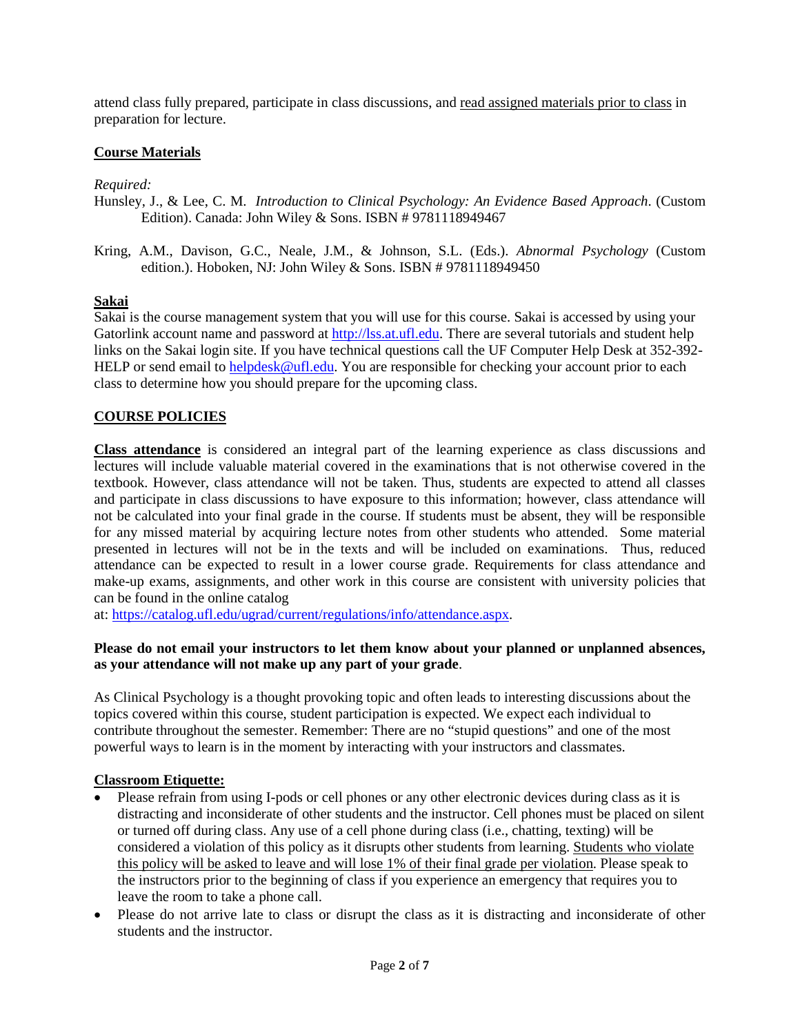attend class fully prepared, participate in class discussions, and read assigned materials prior to class in preparation for lecture.

## Course Materials

*Required:*

Hunsley, J., & Lee, C. M. *Introduction to Clinical Psychology: An Evidence Based Approach*. (Custom Edition). Canada: John Wiley & Sons. ISBN # 9781118949467

Kring, A.M., Davison, G.C., Neale, J.M., & Johnson, S.L. (Eds.). *Abnormal Psychology* (Custom edition.). Hoboken, NJ: John Wiley & Sons. ISBN # 9781118949450

## Sakai

Sakai is the course management system that you will use for this course. Sakai is accessed by using your Gatorlink account name and password at http://lss.at.ufl.edu. There are several tutorials and student help links on the Sakai login site. If you have technical questions call the UF Computer Help Desk at 352-392-HELP or send email to helpdesk@ufl.edu. You are responsible for checking your account prior to each class to determine how you should prepare for the upcoming class.

## COURSE POLICIES

**Class attendance** is considered an integral part of the learning experience as class discussions and lectures will include valuable material covered in the examinations that is not otherwise covered in the textbook. However, class attendance will not be taken. Thus, students are expected to attend all classes and participate in class discussions to have exposure to this information; however, class attendance will not be calculated into your final grade in the course. If students must be absent, they will be responsible for any missed material by acquiring lecture notes from other students who attended. Some material presented in lectures will not be in the texts and will be included on examinations. Thus, reduced attendance can be expected to result in a lower course grade. Requirements for class attendance and make-up exams, assignments, and other work in this course are consistent with university policies that can be found in the online catalog at: https://catalog.ufl.edu/ugrad/current/regulations/info/attendance.aspx.

**Please do not email your instructors to let them know about your planned or unplanned absences, as your attendance will not make up any part of your grade**.

As Clinical Psychology is a thought provoking topic and often leads to interesting discussions about the topics covered within this course, student participation is expected. We expect each individual to contribute throughout the semester. Remember: There are no "stupid questions" and one of the most powerful ways to learn is in the moment by interacting with your instructors and classmates.

## Classroom Etiquette:

- Please refrain from using I-pods or cell phones or any other electronic devices during class as it is distracting and inconsiderate of other students and the instructor. Cell phones must be placed on silent or turned off during class. Any use of a cell phone during class (i.e., chatting, texting) will be considered a violation of this policy as it disrupts other students from learning. Students who violate this policy will be asked to leave and will lose 1% of their final grade per violation. Please speak to the instructors prior to the beginning of class if you experience an emergency that requires you to leave the room to take a phone call.
- Please do not arrive late to class or disrupt the class as it is distracting and inconsiderate of other students and the instructor.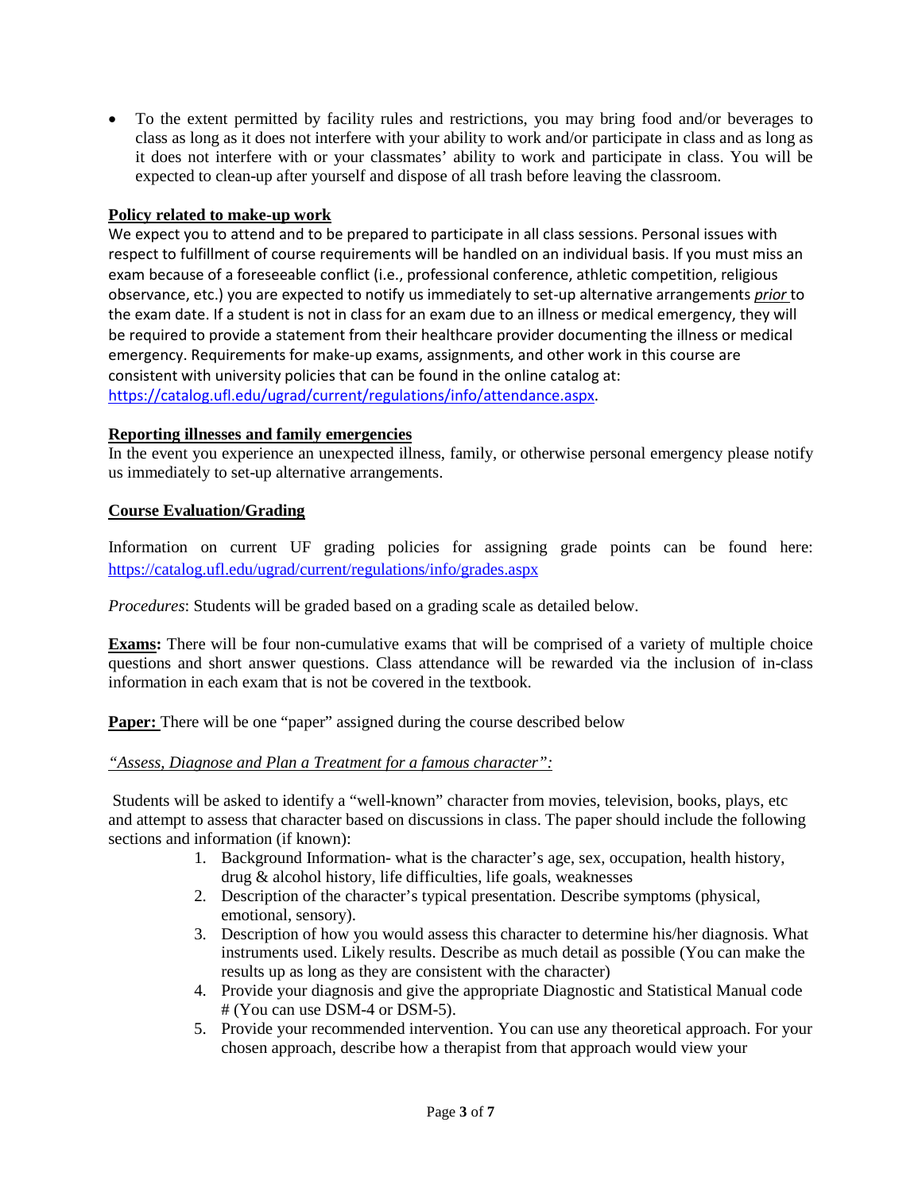- To the extent permitted by facility rules and restrictions, you may bring food and/or beverages to class as long as it does not interfere with your ability to work and/or participate in class and as long as it does not interfere with or your classmates' ability to work and participate in class. You will be expected to clean-up after yourself and dispose of all trash before leaving the classroom.

**Policy related to make-up work**

We expect you to attend and to be prepared to participate in all class sessions. Personal issues with respect to fulfillment of course requirements will be handled on an individual basis. If you must miss an exam because of a foreseeable conflict (i.e., professional conference, athletic competition, religious observance, etc.) you are expected to notify us immediately to set-up alternative arrangements *prior* to the exam date. If a student is not in class for an exam due to an illness or medical emergency, they will be required to provide a statement from their healthcare provider documenting the illness or medical emergency. Requirements for make-up exams, assignments, and other work in this course are consistent with university policies that can be found in the online catalog at: https://catalog.ufl.edu/ugrad/current/regulations/info/attendance.aspx.

**Reporting illnesses and family emergencies**

In the event you experience an unexpected illness, family, or otherwise personal emergency please notify us immediately to set-up alternative arrangements.

**Course Evaluation/Grading**

Information on current UF grading policies for assigning grade points can be found here: https://catalog.ufl.edu/ugrad/current/regulations/info/grades.aspx

*Procedures*: Students will be graded based on a grading scale as detailed below.

**Exams:** There will be four non-cumulative exams that will be comprised of a variety of multiple choice questions and short answer questions. Class attendance will be rewarded via the inclusion of in-class information in each exam that is not be covered in the textbook.

**Paper:** There will be one "paper" assigned during the course described below

*"Assess, Diagnose and Plan a Treatment for a famous character":*

Students will be asked to identify a "well-known" character from movies, television, books, plays, etc and attempt to assess that character based on discussions in class. The paper should include the following sections and information (if known):

1. Background Information- what is the character's age, sex, occupation, health history, drug & alcohol history, life difficulties, life goals, weaknesses
2. Description of the character's typical presentation. Describe symptoms (physical, emotional, sensory).
3. Description of how you would assess this character to determine his/her diagnosis. What instruments used. Likely results. Describe as much detail as possible (You can make the results up as long as they are consistent with the character)
4. Provide your diagnosis and give the appropriate Diagnostic and Statistical Manual code # (You can use DSM-4 or DSM-5).
5. Provide your recommended intervention. You can use any theoretical approach. For your chosen approach, describe how a therapist from that approach would view your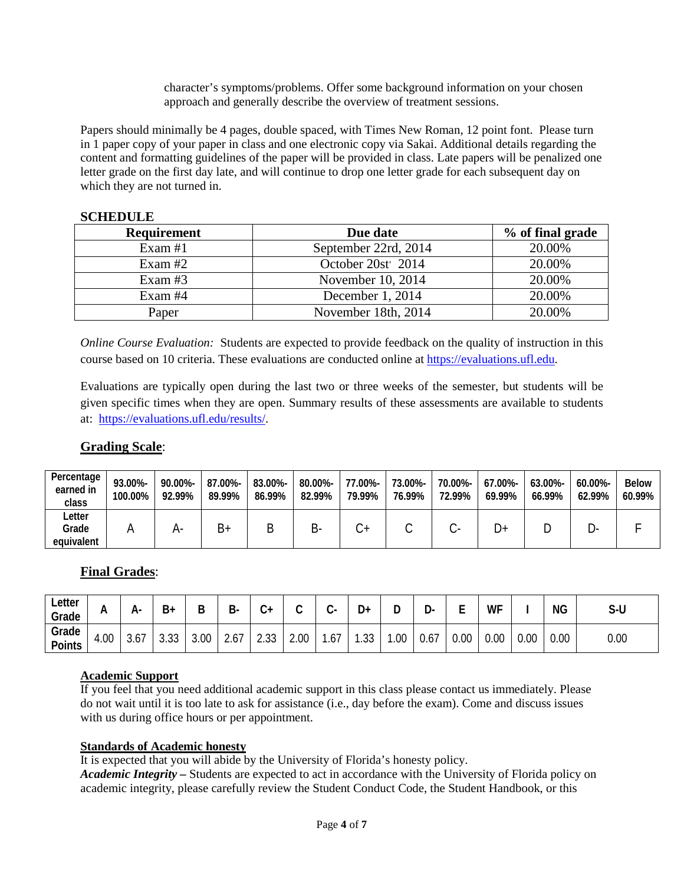character's symptoms/problems. Offer some background information on your chosen approach and generally describe the overview of treatment sessions.

Papers should minimally be 4 pages, double spaced, with Times New Roman, 12 point font. Please turn in 1 paper copy of your paper in class and one electronic copy via Sakai. Additional details regarding the content and formatting guidelines of the paper will be provided in class. Late papers will be penalized one letter grade on the first day late, and will continue to drop one letter grade for each subsequent day on which they are not turned in.

**SCHEDULE**

| Requirement | Due date | % of final grade |
|---|---|---|
| Exam #1 | September 22rd, 2014 | 20.00% |
| Exam #2 | October 20st, 2014 | 20.00% |
| Exam #3 | November 10, 2014 | 20.00% |
| Exam #4 | December 1, 2014 | 20.00% |
| Paper | November 18th, 2014 | 20.00% |

*Online Course Evaluation:* Students are expected to provide feedback on the quality of instruction in this course based on 10 criteria. These evaluations are conducted online at https://evaluations.ufl.edu.

Evaluations are typically open during the last two or three weeks of the semester, but students will be given specific times when they are open. Summary results of these assessments are available to students at: https://evaluations.ufl.edu/results/.

## Grading Scale:

| Percentage earned in class | 93.00%-100.00% | 90.00%-92.99% | 87.00%-89.99% | 83.00%-86.99% | 80.00%-82.99% | 77.00%-79.99% | 73.00%-76.99% | 70.00%-72.99% | 67.00%-69.99% | 63.00%-66.99% | 60.00%-62.99% | Below 60.99% |
|---|---|---|---|---|---|---|---|---|---|---|---|---|
| Letter Grade equivalent | A | A- | B+ | B | B- | C+ | C | C- | D+ | D | D- | F |

## Final Grades:

| Letter Grade | A | A- | B+ | B | B- | C+ | C | C- | D+ | D | D- | E | WF | I | NG | S-U |
|---|---|---|---|---|---|---|---|---|---|---|---|---|---|---|---|---|
| Grade Points | 4.00 | 3.67 | 3.33 | 3.00 | 2.67 | 2.33 | 2.00 | 1.67 | 1.33 | 1.00 | 0.67 | 0.00 | 0.00 | 0.00 | 0.00 | 0.00 |

**Academic Support**

If you feel that you need additional academic support in this class please contact us immediately. Please do not wait until it is too late to ask for assistance (i.e., day before the exam). Come and discuss issues with us during office hours or per appointment.

**Standards of Academic honesty**

It is expected that you will abide by the University of Florida's honesty policy.

***Academic Integrity –*** Students are expected to act in accordance with the University of Florida policy on academic integrity, please carefully review the Student Conduct Code, the Student Handbook, or this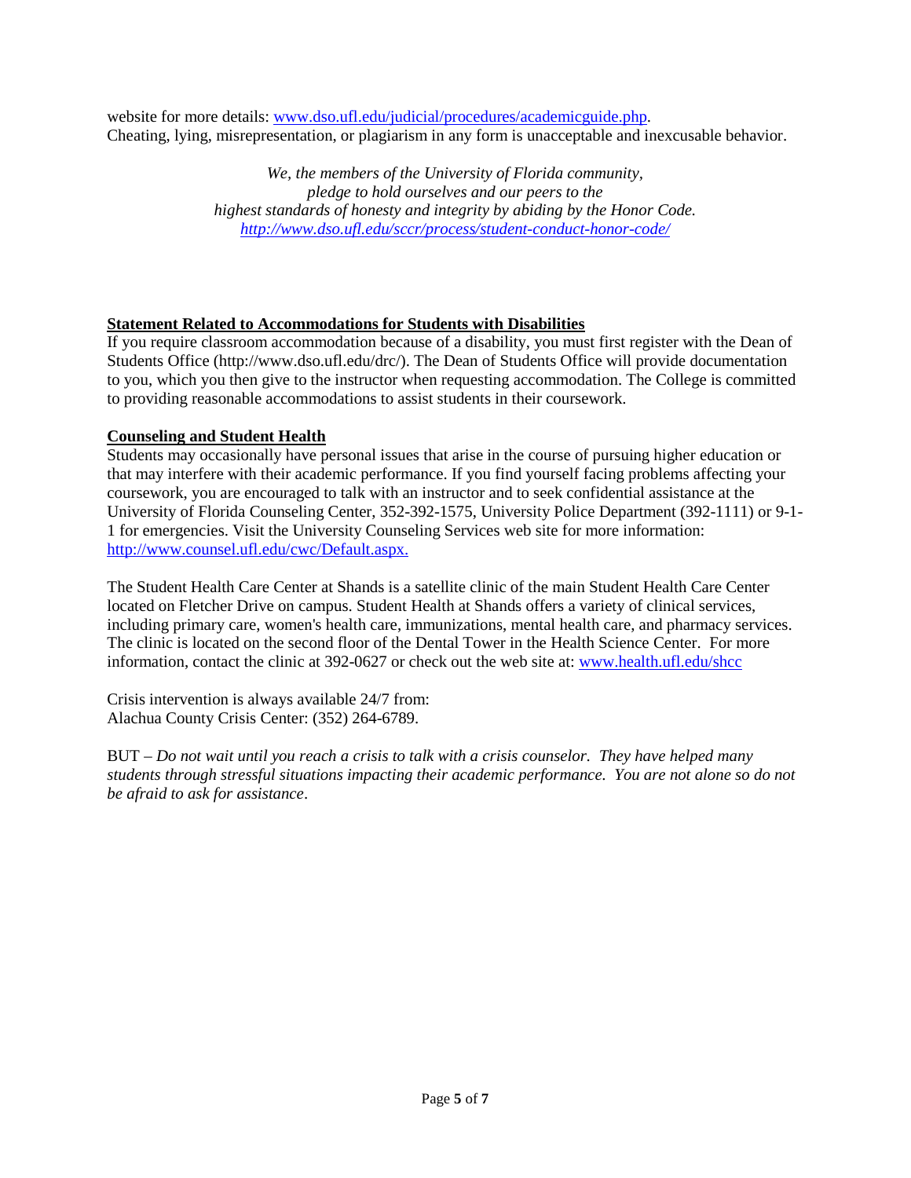website for more details: [www.dso.ufl.edu/judicial/procedures/academicguide.php](www.dso.ufl.edu/judicial/procedures/academicguide.php). Cheating, lying, misrepresentation, or plagiarism in any form is unacceptable and inexcusable behavior.

*We, the members of the University of Florida community,*
*pledge to hold ourselves and our peers to the*
*highest standards of honesty and integrity by abiding by the Honor Code.*
*[http://www.dso.ufl.edu/sccr/process/student-conduct-honor-code/](http://www.dso.ufl.edu/sccr/process/student-conduct-honor-code/)*

**Statement Related to Accommodations for Students with Disabilities**

If you require classroom accommodation because of a disability, you must first register with the Dean of Students Office (http://www.dso.ufl.edu/drc/). The Dean of Students Office will provide documentation to you, which you then give to the instructor when requesting accommodation. The College is committed to providing reasonable accommodations to assist students in their coursework.

**Counseling and Student Health**

Students may occasionally have personal issues that arise in the course of pursuing higher education or that may interfere with their academic performance. If you find yourself facing problems affecting your coursework, you are encouraged to talk with an instructor and to seek confidential assistance at the University of Florida Counseling Center, 352-392-1575, University Police Department (392-1111) or 9-1-1 for emergencies. Visit the University Counseling Services web site for more information: [http://www.counsel.ufl.edu/cwc/Default.aspx.](http://www.counsel.ufl.edu/cwc/Default.aspx)

The Student Health Care Center at Shands is a satellite clinic of the main Student Health Care Center located on Fletcher Drive on campus. Student Health at Shands offers a variety of clinical services, including primary care, women's health care, immunizations, mental health care, and pharmacy services. The clinic is located on the second floor of the Dental Tower in the Health Science Center. For more information, contact the clinic at 392-0627 or check out the web site at: [www.health.ufl.edu/shcc](www.health.ufl.edu/shcc)

Crisis intervention is always available 24/7 from:
Alachua County Crisis Center: (352) 264-6789.

BUT – *Do not wait until you reach a crisis to talk with a crisis counselor. They have helped many students through stressful situations impacting their academic performance. You are not alone so do not be afraid to ask for assistance*.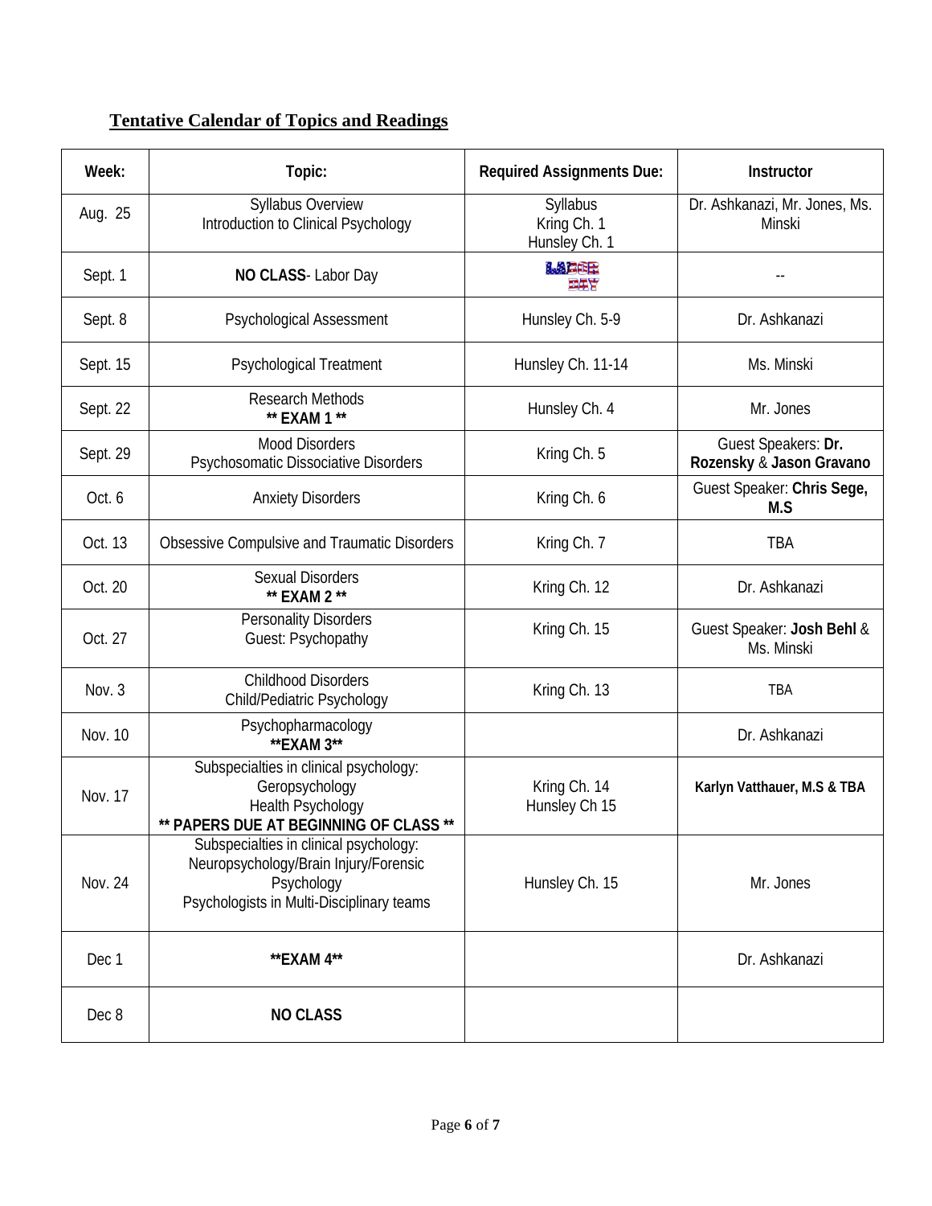## Tentative Calendar of Topics and Readings

| Week: | Topic: | Required Assignments Due: | Instructor |
|---|---|---|---|
| Aug. 25 | Syllabus Overview<br>Introduction to Clinical Psychology | Syllabus<br>Kring Ch. 1<br>Hunsley Ch. 1 | Dr. Ashkanazi, Mr. Jones, Ms. Minski |
| Sept. 1 | **NO CLASS**- Labor Day | LABOR DAY | -- |
| Sept. 8 | Psychological Assessment | Hunsley Ch. 5-9 | Dr. Ashkanazi |
| Sept. 15 | Psychological Treatment | Hunsley Ch. 11-14 | Ms. Minski |
| Sept. 22 | Research Methods<br>**** EXAM 1 **** | Hunsley Ch. 4 | Mr. Jones |
| Sept. 29 | Mood Disorders<br>Psychosomatic Dissociative Disorders | Kring Ch. 5 | Guest Speakers: **Dr. Rozensky** & **Jason Gravano** |
| Oct. 6 | Anxiety Disorders | Kring Ch. 6 | Guest Speaker: **Chris Sege, M.S** |
| Oct. 13 | Obsessive Compulsive and Traumatic Disorders | Kring Ch. 7 | TBA |
| Oct. 20 | Sexual Disorders<br>**** EXAM 2 **** | Kring Ch. 12 | Dr. Ashkanazi |
| Oct. 27 | Personality Disorders<br>Guest: Psychopathy | Kring Ch. 15 | Guest Speaker: **Josh Behl** & Ms. Minski |
| Nov. 3 | Childhood Disorders<br>Child/Pediatric Psychology | Kring Ch. 13 | TBA |
| Nov. 10 | Psychopharmacology<br>****EXAM 3**** | | Dr. Ashkanazi |
| Nov. 17 | Subspecialties in clinical psychology:<br>Geropsychology<br>Health Psychology<br>**** PAPERS DUE AT BEGINNING OF CLASS **** | Kring Ch. 14<br>Hunsley Ch 15 | **Karlyn Vatthauer, M.S & TBA** |
| Nov. 24 | Subspecialties in clinical psychology:<br>Neuropsychology/Brain Injury/Forensic Psychology<br>Psychologists in Multi-Disciplinary teams | Hunsley Ch. 15 | Mr. Jones |
| Dec 1 | ****EXAM 4**** | | Dr. Ashkanazi |
| Dec 8 | **NO CLASS** | | |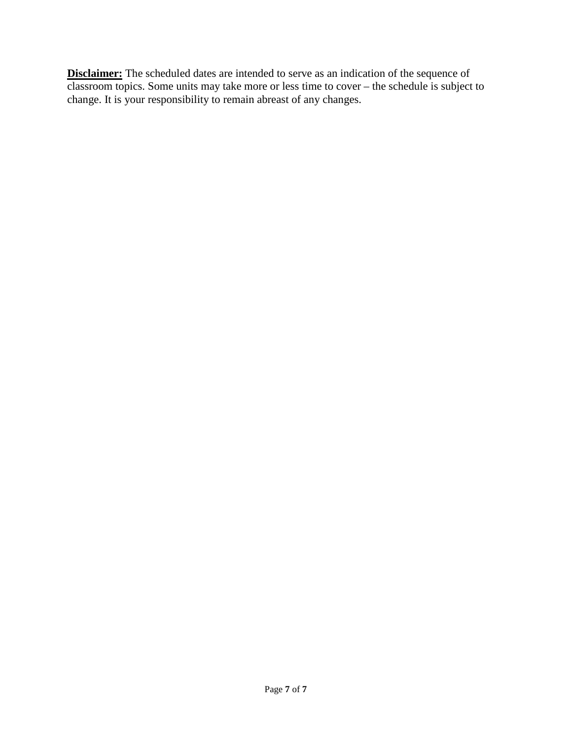**Disclaimer:** The scheduled dates are intended to serve as an indication of the sequence of classroom topics. Some units may take more or less time to cover – the schedule is subject to change. It is your responsibility to remain abreast of any changes.